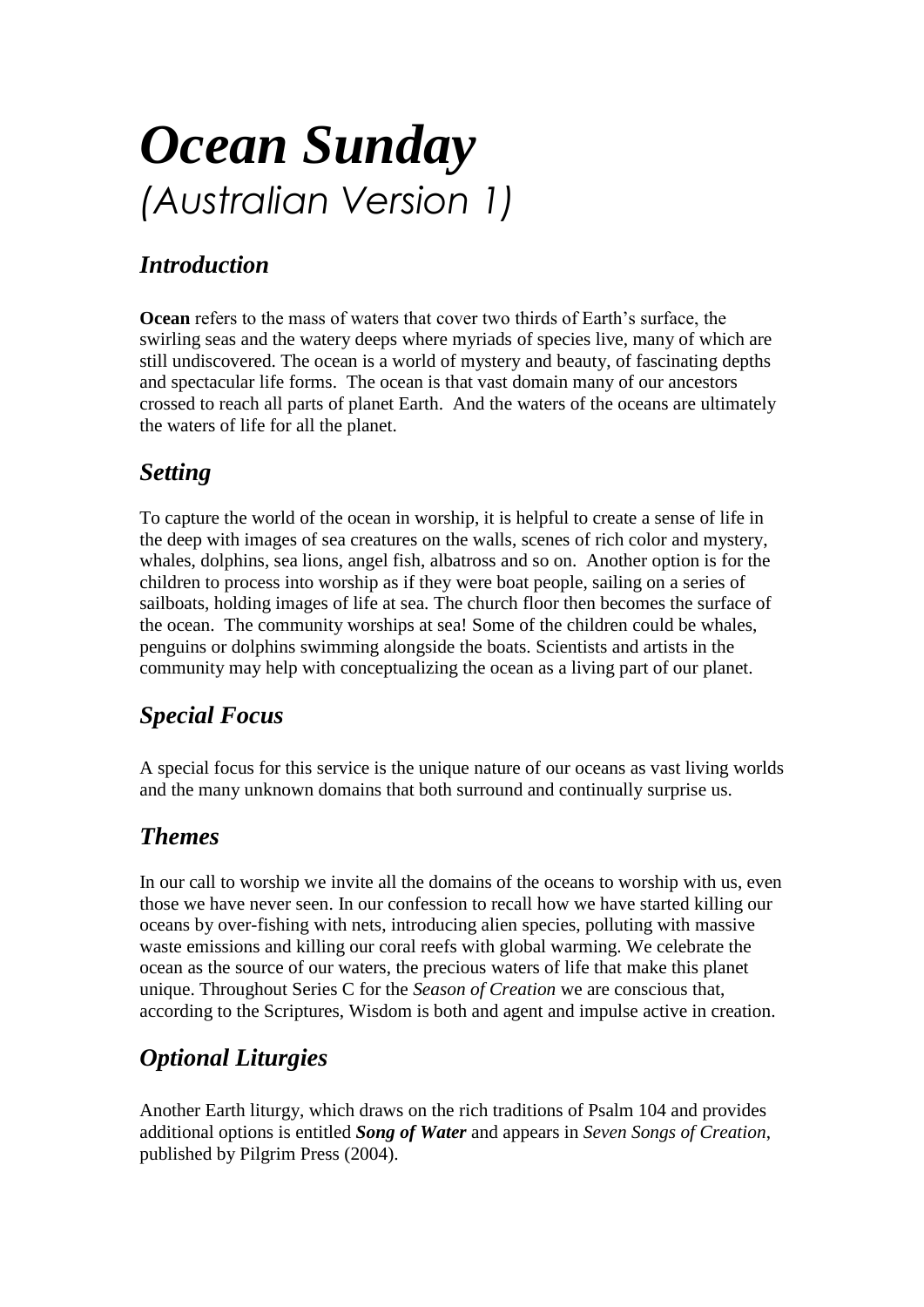# *Ocean Sunday*

*(Australian Version 1)*

## *Introduction*

**Ocean** refers to the mass of waters that cover two thirds of Earth's surface, the swirling seas and the watery deeps where myriads of species live, many of which are still undiscovered. The ocean is a world of mystery and beauty, of fascinating depths and spectacular life forms. The ocean is that vast domain many of our ancestors crossed to reach all parts of planet Earth. And the waters of the oceans are ultimately the waters of life for all the planet.

## *Setting*

To capture the world of the ocean in worship, it is helpful to create a sense of life in the deep with images of sea creatures on the walls, scenes of rich color and mystery, whales, dolphins, sea lions, angel fish, albatross and so on. Another option is for the children to process into worship as if they were boat people, sailing on a series of sailboats, holding images of life at sea. The church floor then becomes the surface of the ocean. The community worships at sea! Some of the children could be whales, penguins or dolphins swimming alongside the boats. Scientists and artists in the community may help with conceptualizing the ocean as a living part of our planet.

## *Special Focus*

A special focus for this service is the unique nature of our oceans as vast living worlds and the many unknown domains that both surround and continually surprise us.

## *Themes*

In our call to worship we invite all the domains of the oceans to worship with us, even those we have never seen. In our confession to recall how we have started killing our oceans by over-fishing with nets, introducing alien species, polluting with massive waste emissions and killing our coral reefs with global warming. We celebrate the ocean as the source of our waters, the precious waters of life that make this planet unique. Throughout Series C for the *Season of Creation* we are conscious that, according to the Scriptures, Wisdom is both and agent and impulse active in creation.

## *Optional Liturgies*

Another Earth liturgy, which draws on the rich traditions of Psalm 104 and provides additional options is entitled ***Song of Water*** and appears in *Seven Songs of Creation*, published by Pilgrim Press (2004).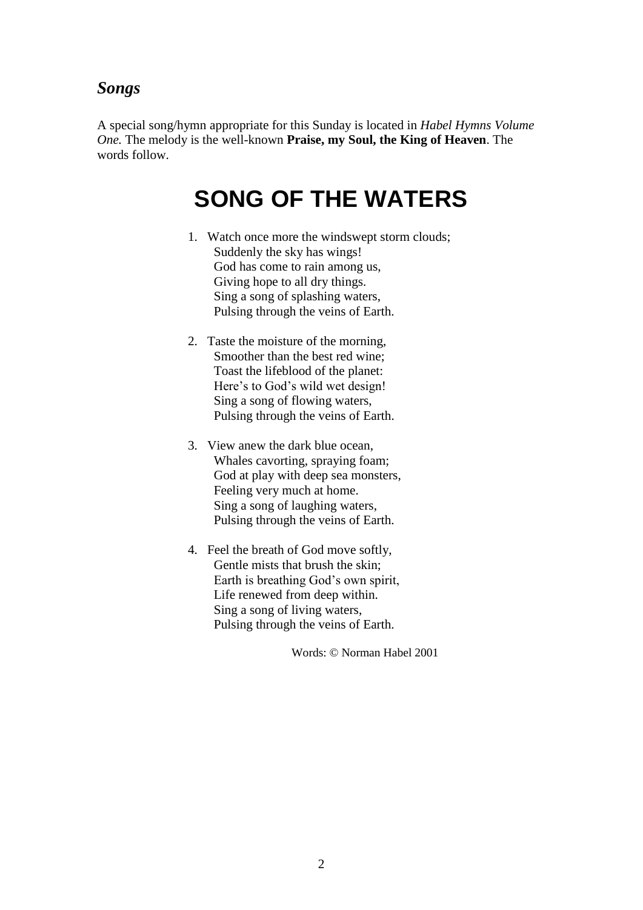### *Songs*

A special song/hymn appropriate for this Sunday is located in *Habel Hymns Volume One.* The melody is the well-known **Praise, my Soul, the King of Heaven**. The words follow.

# SONG OF THE WATERS

1. Watch once more the windswept storm clouds;  
   Suddenly the sky has wings!  
   God has come to rain among us,  
   Giving hope to all dry things.  
   Sing a song of splashing waters,  
   Pulsing through the veins of Earth.

2. Taste the moisture of the morning,  
   Smoother than the best red wine;  
   Toast the lifeblood of the planet:  
   Here's to God's wild wet design!  
   Sing a song of flowing waters,  
   Pulsing through the veins of Earth.

3. View anew the dark blue ocean,  
   Whales cavorting, spraying foam;  
   God at play with deep sea monsters,  
   Feeling very much at home.  
   Sing a song of laughing waters,  
   Pulsing through the veins of Earth.

4. Feel the breath of God move softly,  
   Gentle mists that brush the skin;  
   Earth is breathing God's own spirit,  
   Life renewed from deep within.  
   Sing a song of living waters,  
   Pulsing through the veins of Earth.

Words: © Norman Habel 2001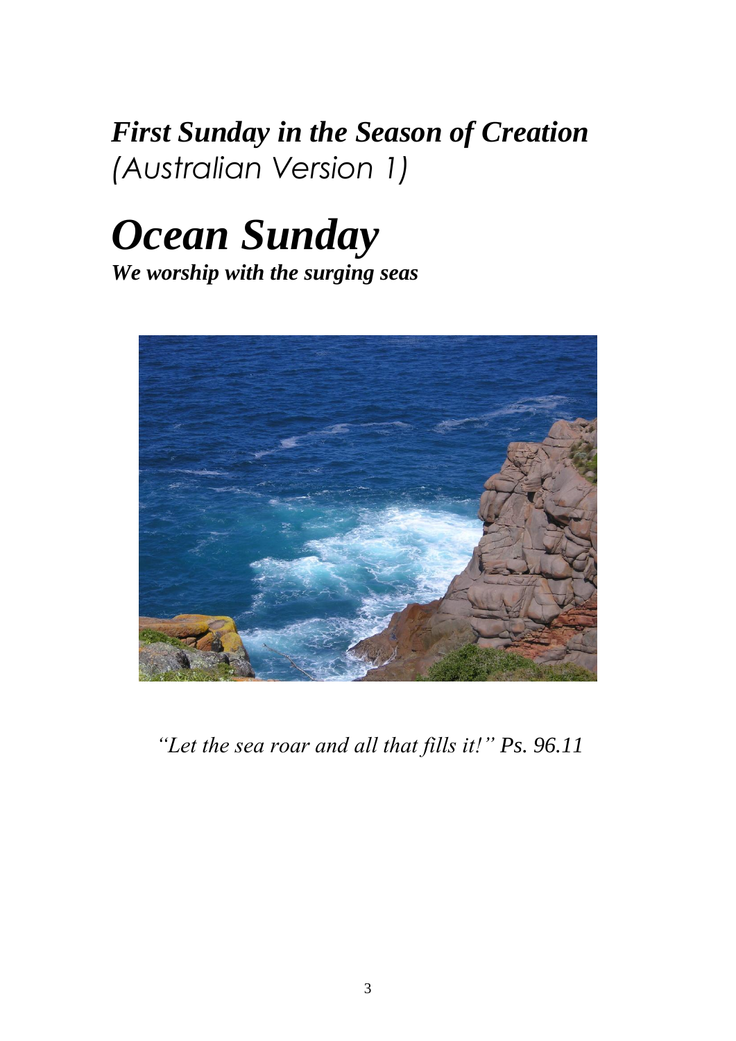# *First Sunday in the Season of Creation*
*(Australian Version 1)*

# *Ocean Sunday*
***We worship with the surging seas***

*"Let the sea roar and all that fills it!" Ps. 96.11*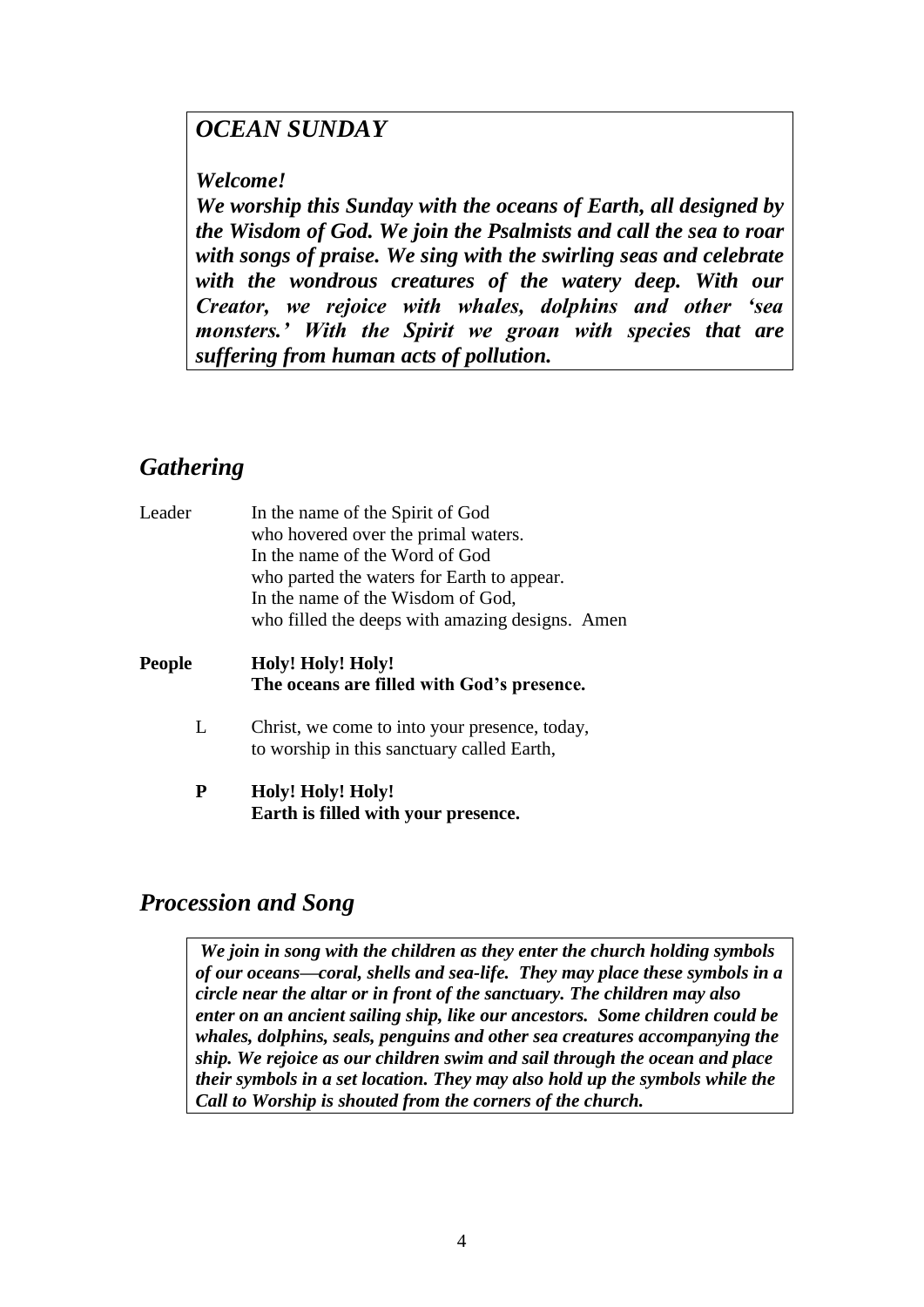## *OCEAN SUNDAY*

***Welcome!***

***We worship this Sunday with the oceans of Earth, all designed by the Wisdom of God. We join the Psalmists and call the sea to roar with songs of praise. We sing with the swirling seas and celebrate with the wondrous creatures of the watery deep. With our Creator, we rejoice with whales, dolphins and other 'sea monsters.' With the Spirit we groan with species that are suffering from human acts of pollution.***

## *Gathering*

Leader In the name of the Spirit of God
who hovered over the primal waters.
In the name of the Word of God
who parted the waters for Earth to appear.
In the name of the Wisdom of God,
who filled the deeps with amazing designs. Amen

**People** **Holy! Holy! Holy!**
**The oceans are filled with God's presence.**

L Christ, we come to into your presence, today,
to worship in this sanctuary called Earth,

**P** **Holy! Holy! Holy!**
**Earth is filled with your presence.**

## *Procession and Song*

***We join in song with the children as they enter the church holding symbols of our oceans—coral, shells and sea-life. They may place these symbols in a circle near the altar or in front of the sanctuary. The children may also enter on an ancient sailing ship, like our ancestors. Some children could be whales, dolphins, seals, penguins and other sea creatures accompanying the ship. We rejoice as our children swim and sail through the ocean and place their symbols in a set location. They may also hold up the symbols while the Call to Worship is shouted from the corners of the church.***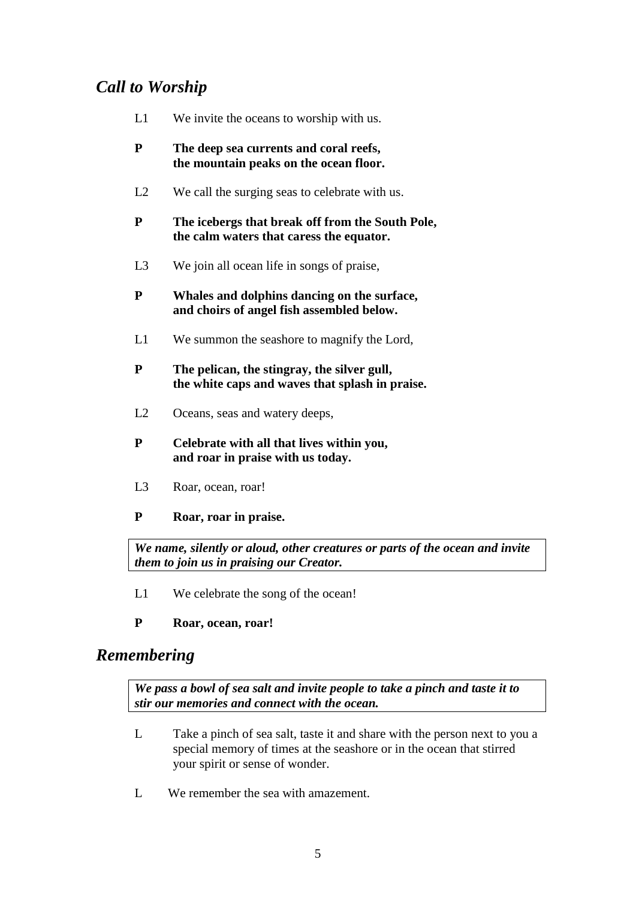## *Call to Worship*

L1 We invite the oceans to worship with us.

**P The deep sea currents and coral reefs,**
**the mountain peaks on the ocean floor.**

L2 We call the surging seas to celebrate with us.

**P The icebergs that break off from the South Pole,**
**the calm waters that caress the equator.**

L3 We join all ocean life in songs of praise,

**P Whales and dolphins dancing on the surface,**
**and choirs of angel fish assembled below.**

L1 We summon the seashore to magnify the Lord,

**P The pelican, the stingray, the silver gull,**
**the white caps and waves that splash in praise.**

L2 Oceans, seas and watery deeps,

**P Celebrate with all that lives within you,**
**and roar in praise with us today.**

L3 Roar, ocean, roar!

**P Roar, roar in praise.**

***We name, silently or aloud, other creatures or parts of the ocean and invite them to join us in praising our Creator.***

L1 We celebrate the song of the ocean!

**P Roar, ocean, roar!**

## *Remembering*

***We pass a bowl of sea salt and invite people to take a pinch and taste it to stir our memories and connect with the ocean.***

L Take a pinch of sea salt, taste it and share with the person next to you a special memory of times at the seashore or in the ocean that stirred your spirit or sense of wonder.

L We remember the sea with amazement.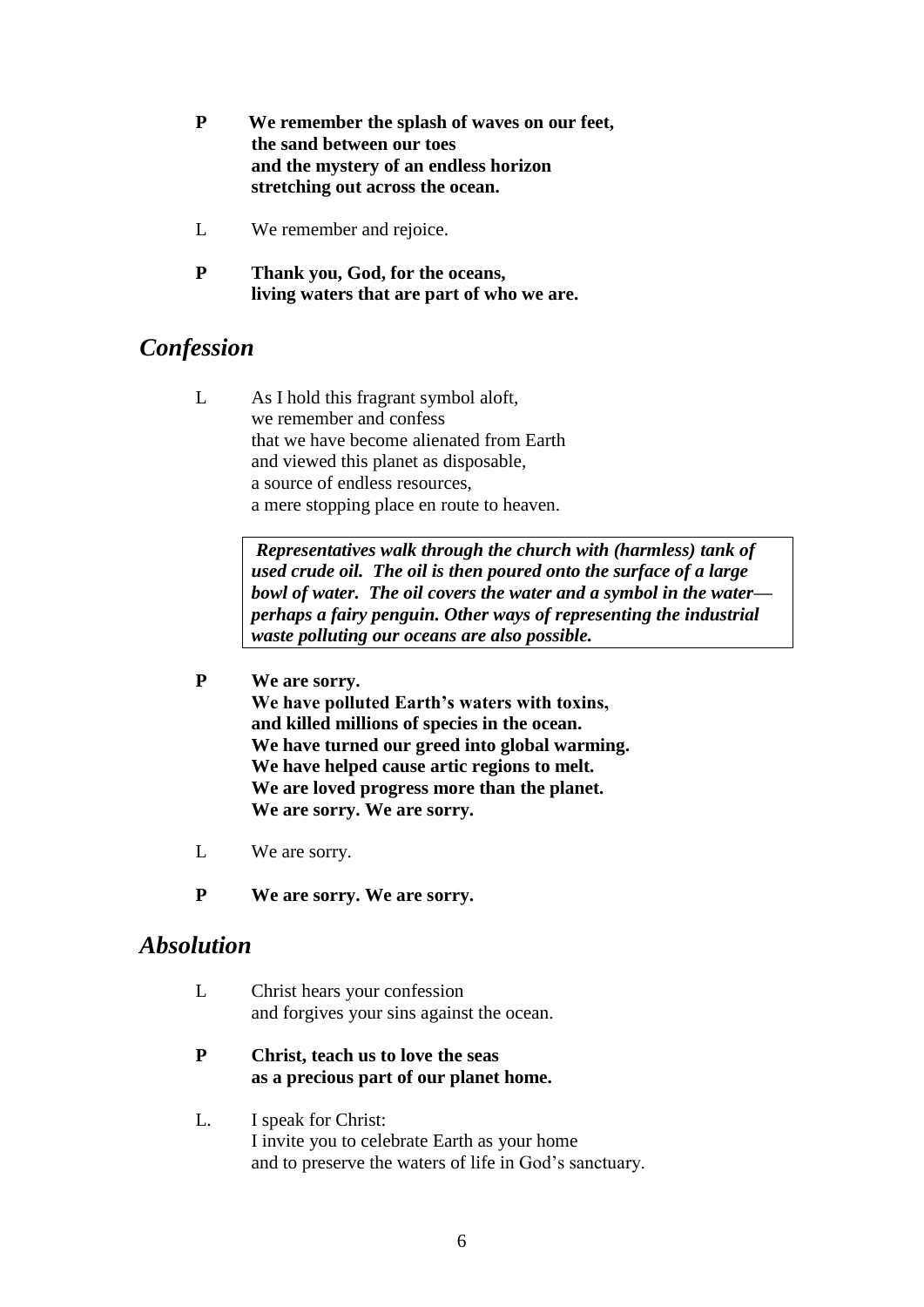**P We remember the splash of waves on our feet,**
**the sand between our toes**
**and the mystery of an endless horizon**
**stretching out across the ocean.**

L We remember and rejoice.

**P Thank you, God, for the oceans,**
**living waters that are part of who we are.**

## *Confession*

L As I hold this fragrant symbol aloft,
we remember and confess
that we have become alienated from Earth
and viewed this planet as disposable,
a source of endless resources,
a mere stopping place en route to heaven.

> ***Representatives walk through the church with (harmless) tank of used crude oil. The oil is then poured onto the surface of a large bowl of water. The oil covers the water and a symbol in the water—perhaps a fairy penguin. Other ways of representing the industrial waste polluting our oceans are also possible.***

**P We are sorry.**
**We have polluted Earth's waters with toxins,**
**and killed millions of species in the ocean.**
**We have turned our greed into global warming.**
**We have helped cause artic regions to melt.**
**We are loved progress more than the planet.**
**We are sorry. We are sorry.**

L We are sorry.

**P We are sorry. We are sorry.**

## *Absolution*

L Christ hears your confession
and forgives your sins against the ocean.

**P Christ, teach us to love the seas**
**as a precious part of our planet home.**

L. I speak for Christ:
I invite you to celebrate Earth as your home
and to preserve the waters of life in God's sanctuary.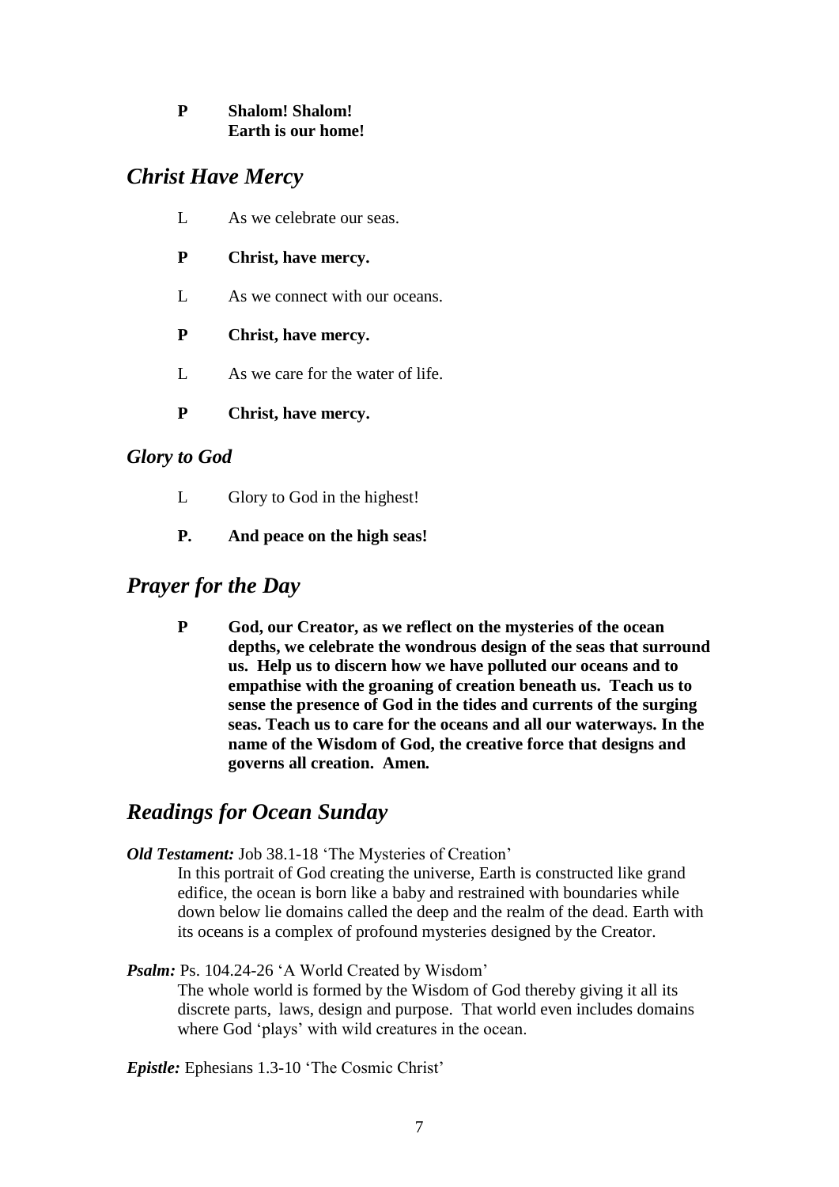**P Shalom! Shalom!**
**Earth is our home!**

## *Christ Have Mercy*

L As we celebrate our seas.

**P Christ, have mercy.**

L As we connect with our oceans.

**P Christ, have mercy.**

L As we care for the water of life.

**P Christ, have mercy.**

### *Glory to God*

L Glory to God in the highest!

**P. And peace on the high seas!**

## *Prayer for the Day*

**P God, our Creator, as we reflect on the mysteries of the ocean depths, we celebrate the wondrous design of the seas that surround us. Help us to discern how we have polluted our oceans and to empathise with the groaning of creation beneath us. Teach us to sense the presence of God in the tides and currents of the surging seas. Teach us to care for the oceans and all our waterways. In the name of the Wisdom of God, the creative force that designs and governs all creation. Amen.**

## *Readings for Ocean Sunday*

***Old Testament:*** Job 38.1-18 'The Mysteries of Creation'

In this portrait of God creating the universe, Earth is constructed like grand edifice, the ocean is born like a baby and restrained with boundaries while down below lie domains called the deep and the realm of the dead. Earth with its oceans is a complex of profound mysteries designed by the Creator.

***Psalm:*** Ps. 104.24-26 'A World Created by Wisdom'

The whole world is formed by the Wisdom of God thereby giving it all its discrete parts, laws, design and purpose. That world even includes domains where God 'plays' with wild creatures in the ocean.

***Epistle:*** Ephesians 1.3-10 'The Cosmic Christ'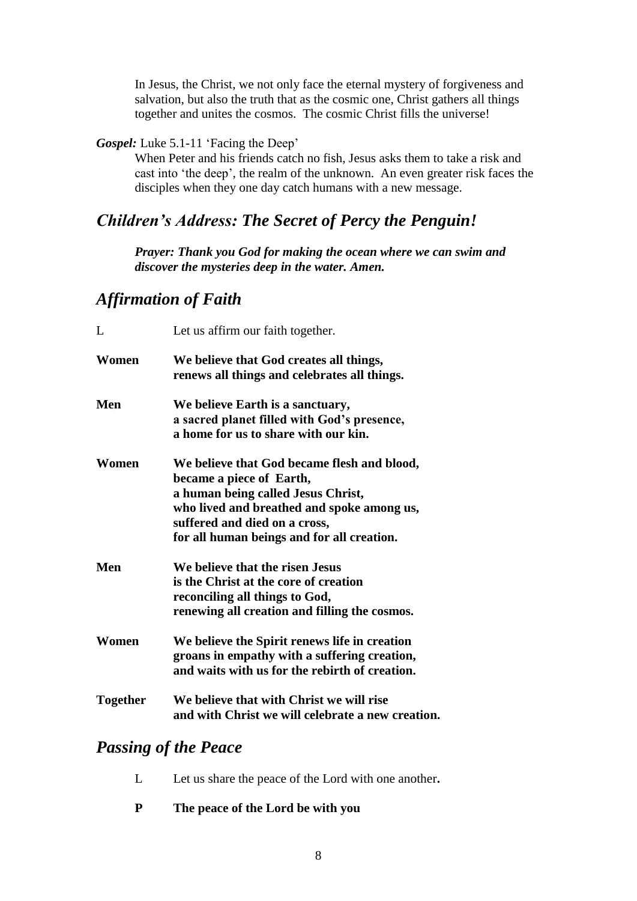In Jesus, the Christ, we not only face the eternal mystery of forgiveness and salvation, but also the truth that as the cosmic one, Christ gathers all things together and unites the cosmos. The cosmic Christ fills the universe!

***Gospel:*** Luke 5.1-11 'Facing the Deep'

When Peter and his friends catch no fish, Jesus asks them to take a risk and cast into 'the deep', the realm of the unknown. An even greater risk faces the disciples when they one day catch humans with a new message.

## *Children's Address: The Secret of Percy the Penguin!*

***Prayer: Thank you God for making the ocean where we can swim and discover the mysteries deep in the water. Amen.***

## *Affirmation of Faith*

L Let us affirm our faith together.

**Women** **We believe that God creates all things,**
**renews all things and celebrates all things.**

**Men** **We believe Earth is a sanctuary,**
**a sacred planet filled with God's presence,**
**a home for us to share with our kin.**

**Women** **We believe that God became flesh and blood,**
**became a piece of Earth,**
**a human being called Jesus Christ,**
**who lived and breathed and spoke among us,**
**suffered and died on a cross,**
**for all human beings and for all creation.**

**Men** **We believe that the risen Jesus**
**is the Christ at the core of creation**
**reconciling all things to God,**
**renewing all creation and filling the cosmos.**

**Women** **We believe the Spirit renews life in creation**
**groans in empathy with a suffering creation,**
**and waits with us for the rebirth of creation.**

**Together** **We believe that with Christ we will rise**
**and with Christ we will celebrate a new creation.**

## *Passing of the Peace*

L Let us share the peace of the Lord with one another**.**

**P** **The peace of the Lord be with you**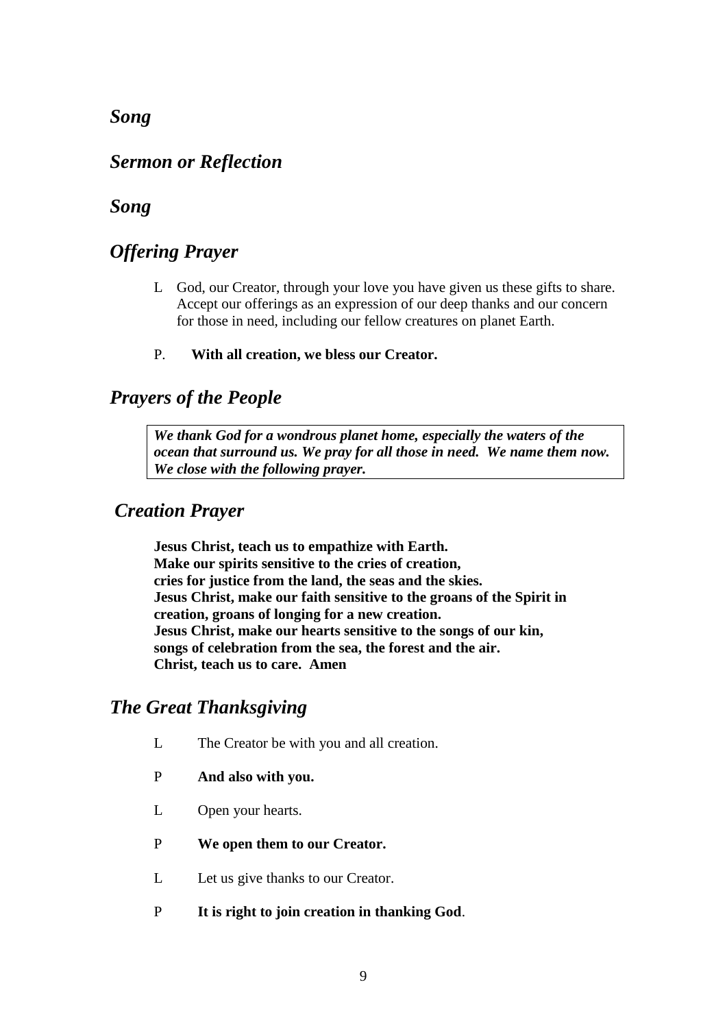## *Song*

## *Sermon or Reflection*

## *Song*

## *Offering Prayer*

L God, our Creator, through your love you have given us these gifts to share. Accept our offerings as an expression of our deep thanks and our concern for those in need, including our fellow creatures on planet Earth.

P. **With all creation, we bless our Creator.**

## *Prayers of the People*

> ***We thank God for a wondrous planet home, especially the waters of the ocean that surround us. We pray for all those in need. We name them now. We close with the following prayer.***

## *Creation Prayer*

**Jesus Christ, teach us to empathize with Earth.**
**Make our spirits sensitive to the cries of creation,**
**cries for justice from the land, the seas and the skies.**
**Jesus Christ, make our faith sensitive to the groans of the Spirit in creation, groans of longing for a new creation.**
**Jesus Christ, make our hearts sensitive to the songs of our kin,**
**songs of celebration from the sea, the forest and the air.**
**Christ, teach us to care. Amen**

## *The Great Thanksgiving*

L The Creator be with you and all creation.

P **And also with you.**

L Open your hearts.

P **We open them to our Creator.**

L Let us give thanks to our Creator.

P **It is right to join creation in thanking God**.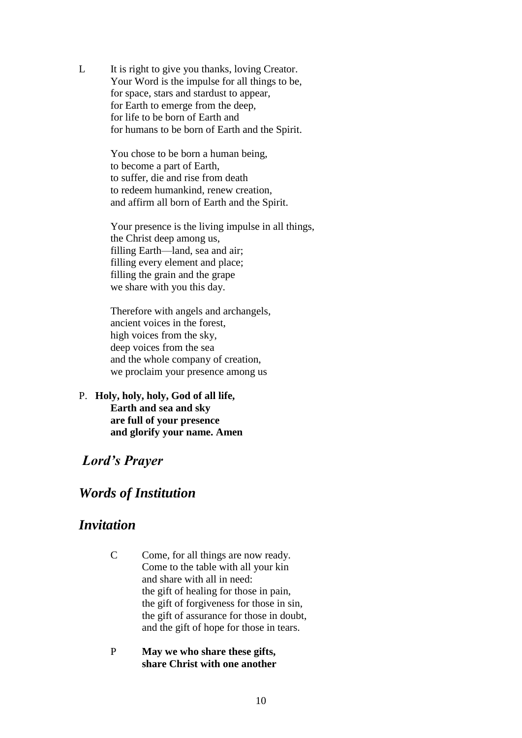L It is right to give you thanks, loving Creator.
Your Word is the impulse for all things to be,
for space, stars and stardust to appear,
for Earth to emerge from the deep,
for life to be born of Earth and
for humans to be born of Earth and the Spirit.

You chose to be born a human being,
to become a part of Earth,
to suffer, die and rise from death
to redeem humankind, renew creation,
and affirm all born of Earth and the Spirit.

Your presence is the living impulse in all things,
the Christ deep among us,
filling Earth—land, sea and air;
filling every element and place;
filling the grain and the grape
we share with you this day.

Therefore with angels and archangels,
ancient voices in the forest,
high voices from the sky,
deep voices from the sea
and the whole company of creation,
we proclaim your presence among us

P. **Holy, holy, holy, God of all life,**
**Earth and sea and sky**
**are full of your presence**
**and glorify your name. Amen**

## *Lord's Prayer*

## *Words of Institution*

## *Invitation*

C Come, for all things are now ready.
Come to the table with all your kin
and share with all in need:
the gift of healing for those in pain,
the gift of forgiveness for those in sin,
the gift of assurance for those in doubt,
and the gift of hope for those in tears.

P **May we who share these gifts,**
**share Christ with one another**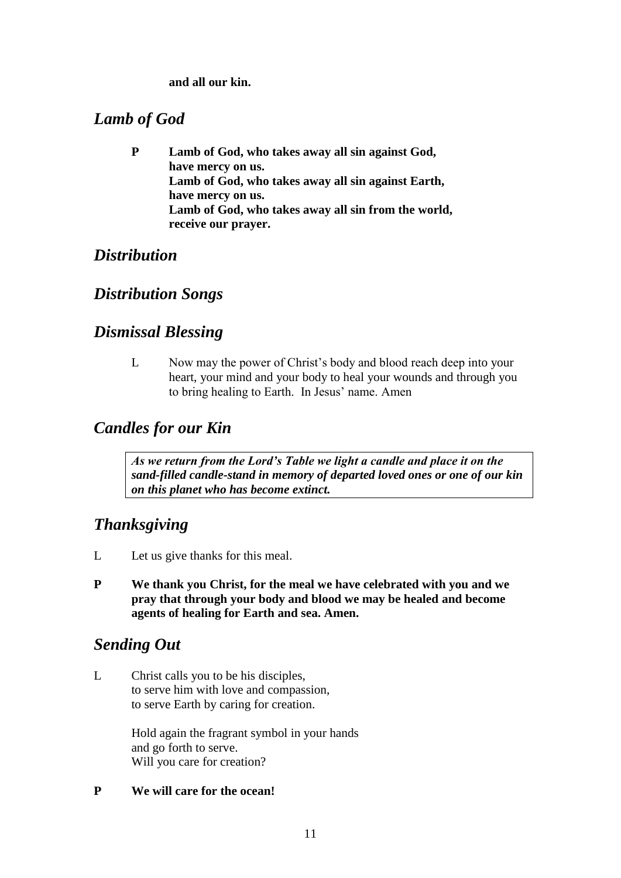**and all our kin.**

## *Lamb of God*

**P Lamb of God, who takes away all sin against God,**
**have mercy on us.**
**Lamb of God, who takes away all sin against Earth,**
**have mercy on us.**
**Lamb of God, who takes away all sin from the world,**
**receive our prayer.**

## *Distribution*

## *Distribution Songs*

## *Dismissal Blessing*

L Now may the power of Christ's body and blood reach deep into your heart, your mind and your body to heal your wounds and through you to bring healing to Earth. In Jesus' name. Amen

## *Candles for our Kin*

***As we return from the Lord's Table we light a candle and place it on the sand-filled candle-stand in memory of departed loved ones or one of our kin on this planet who has become extinct.***

## *Thanksgiving*

L Let us give thanks for this meal.

**P We thank you Christ, for the meal we have celebrated with you and we pray that through your body and blood we may be healed and become agents of healing for Earth and sea. Amen.**

## *Sending Out*

L Christ calls you to be his disciples,
to serve him with love and compassion,
to serve Earth by caring for creation.

Hold again the fragrant symbol in your hands
and go forth to serve.
Will you care for creation?

**P We will care for the ocean!**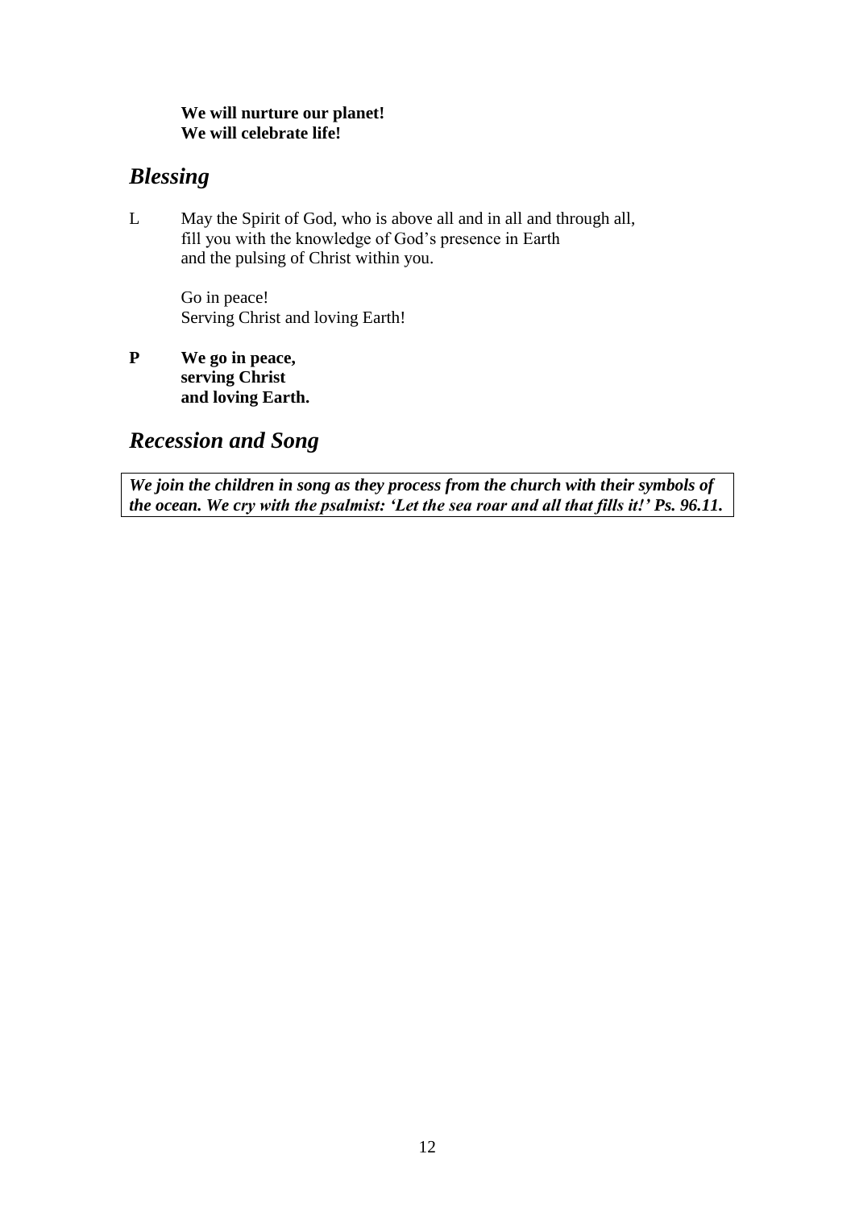**We will nurture our planet!**
**We will celebrate life!**

## *Blessing*

L May the Spirit of God, who is above all and in all and through all,
fill you with the knowledge of God's presence in Earth
and the pulsing of Christ within you.

Go in peace!
Serving Christ and loving Earth!

**P We go in peace,**
**serving Christ**
**and loving Earth.**

## *Recession and Song*

***We join the children in song as they process from the church with their symbols of the ocean. We cry with the psalmist: 'Let the sea roar and all that fills it!' Ps. 96.11.***